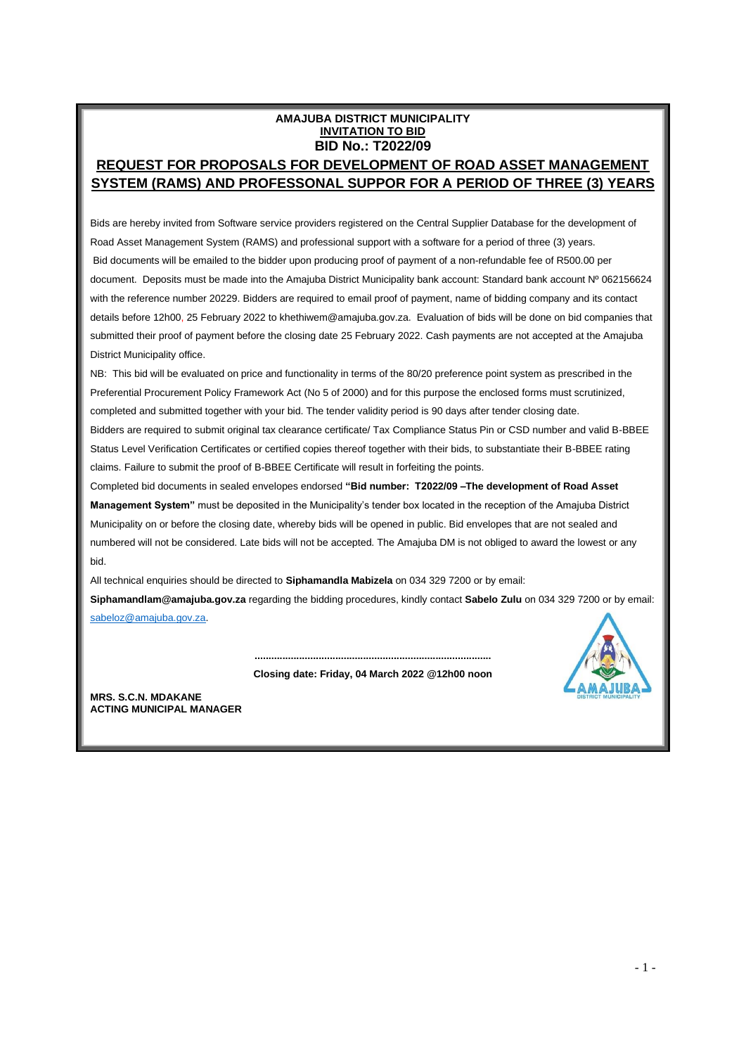**AMAJUBA DISTRICT MUNICIPALITY**

**INVITATION TO BID**

**BID No.: T2022/09**

# REQUEST FOR PROPOSALS FOR DEVELOPMENT OF ROAD ASSET MANAGEMENT SYSTEM (RAMS) AND PROFESSONAL SUPPOR FOR A PERIOD OF THREE (3) YEARS

Bids are hereby invited from Software service providers registered on the Central Supplier Database for the development of Road Asset Management System (RAMS) and professional support with a software for a period of three (3) years.
Bid documents will be emailed to the bidder upon producing proof of payment of a non-refundable fee of R500.00 per document. Deposits must be made into the Amajuba District Municipality bank account: Standard bank account Nº 062156624 with the reference number 20229. Bidders are required to email proof of payment, name of bidding company and its contact details before 12h00, 25 February 2022 to khethiwem@amajuba.gov.za. Evaluation of bids will be done on bid companies that submitted their proof of payment before the closing date 25 February 2022. Cash payments are not accepted at the Amajuba District Municipality office.

NB: This bid will be evaluated on price and functionality in terms of the 80/20 preference point system as prescribed in the Preferential Procurement Policy Framework Act (No 5 of 2000) and for this purpose the enclosed forms must scrutinized, completed and submitted together with your bid. The tender validity period is 90 days after tender closing date.
Bidders are required to submit original tax clearance certificate/ Tax Compliance Status Pin or CSD number and valid B-BBEE Status Level Verification Certificates or certified copies thereof together with their bids, to substantiate their B-BBEE rating claims. Failure to submit the proof of B-BBEE Certificate will result in forfeiting the points.
Completed bid documents in sealed envelopes endorsed **"Bid number: T2022/09 –The development of Road Asset Management System"** must be deposited in the Municipality's tender box located in the reception of the Amajuba District Municipality on or before the closing date, whereby bids will be opened in public. Bid envelopes that are not sealed and numbered will not be considered. Late bids will not be accepted. The Amajuba DM is not obliged to award the lowest or any bid.

All technical enquiries should be directed to **Siphamandla Mabizela** on 034 329 7200 or by email: **Siphamandlam@amajuba.gov.za** regarding the bidding procedures, kindly contact **Sabelo Zulu** on 034 329 7200 or by email: sabeloz@amajuba.gov.za.

.....................................................................................

**Closing date: Friday, 04 March 2022 @12h00 noon**

**MRS. S.C.N. MDAKANE**
**ACTING MUNICIPAL MANAGER**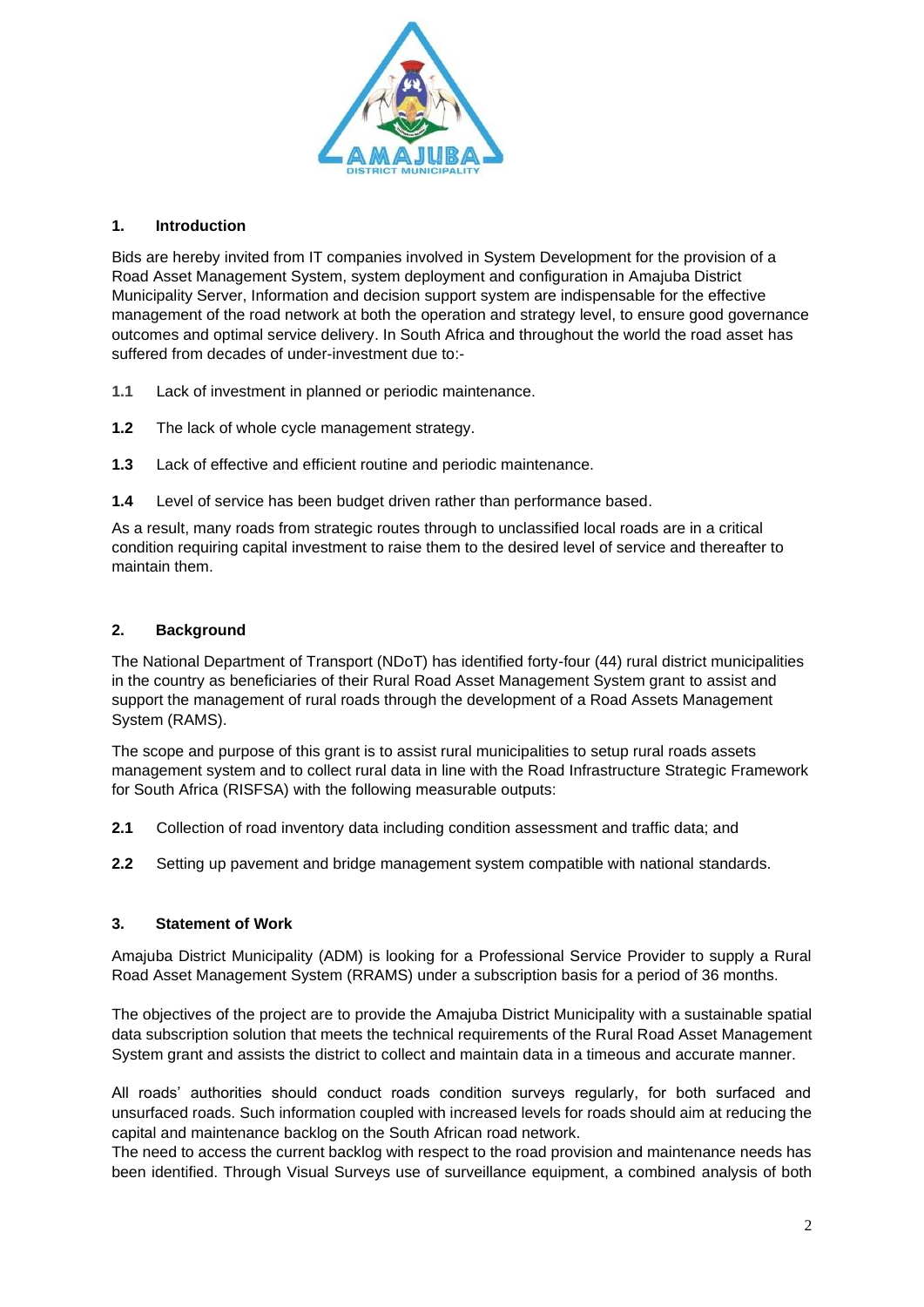## 1. Introduction

Bids are hereby invited from IT companies involved in System Development for the provision of a Road Asset Management System, system deployment and configuration in Amajuba District Municipality Server, Information and decision support system are indispensable for the effective management of the road network at both the operation and strategy level, to ensure good governance outcomes and optimal service delivery. In South Africa and throughout the world the road asset has suffered from decades of under-investment due to:-

**1.1** Lack of investment in planned or periodic maintenance.

**1.2** The lack of whole cycle management strategy.

**1.3** Lack of effective and efficient routine and periodic maintenance.

**1.4** Level of service has been budget driven rather than performance based.

As a result, many roads from strategic routes through to unclassified local roads are in a critical condition requiring capital investment to raise them to the desired level of service and thereafter to maintain them.

## 2. Background

The National Department of Transport (NDoT) has identified forty-four (44) rural district municipalities in the country as beneficiaries of their Rural Road Asset Management System grant to assist and support the management of rural roads through the development of a Road Assets Management System (RAMS).

The scope and purpose of this grant is to assist rural municipalities to setup rural roads assets management system and to collect rural data in line with the Road Infrastructure Strategic Framework for South Africa (RISFSA) with the following measurable outputs:

**2.1** Collection of road inventory data including condition assessment and traffic data; and

**2.2** Setting up pavement and bridge management system compatible with national standards.

## 3. Statement of Work

Amajuba District Municipality (ADM) is looking for a Professional Service Provider to supply a Rural Road Asset Management System (RRAMS) under a subscription basis for a period of 36 months.

The objectives of the project are to provide the Amajuba District Municipality with a sustainable spatial data subscription solution that meets the technical requirements of the Rural Road Asset Management System grant and assists the district to collect and maintain data in a timeous and accurate manner.

All roads' authorities should conduct roads condition surveys regularly, for both surfaced and unsurfaced roads. Such information coupled with increased levels for roads should aim at reducing the capital and maintenance backlog on the South African road network.

The need to access the current backlog with respect to the road provision and maintenance needs has been identified. Through Visual Surveys use of surveillance equipment, a combined analysis of both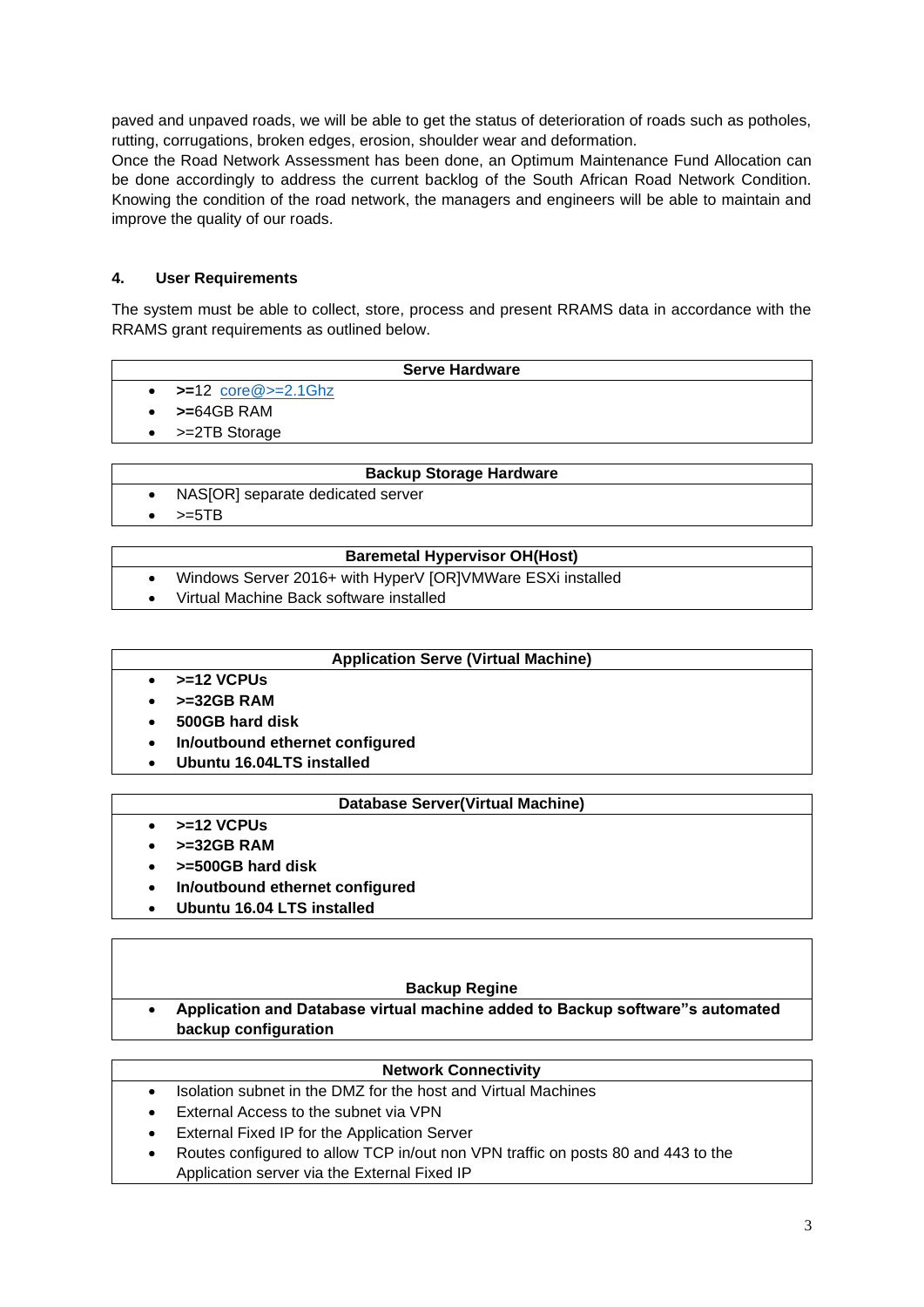paved and unpaved roads, we will be able to get the status of deterioration of roads such as potholes, rutting, corrugations, broken edges, erosion, shoulder wear and deformation.
Once the Road Network Assessment has been done, an Optimum Maintenance Fund Allocation can be done accordingly to address the current backlog of the South African Road Network Condition. Knowing the condition of the road network, the managers and engineers will be able to maintain and improve the quality of our roads.

## 4. User Requirements

The system must be able to collect, store, process and present RRAMS data in accordance with the RRAMS grant requirements as outlined below.

| **Serve Hardware** |
|---|
| • **>=**12 core@>=2.1Ghz<br>• **>=**64GB RAM<br>• >=2TB Storage |

| **Backup Storage Hardware** |
|---|
| • NAS[OR] separate dedicated server<br>• >=5TB |

| **Baremetal Hypervisor OH(Host)** |
|---|
| • Windows Server 2016+ with HyperV [OR]VMWare ESXi installed<br>• Virtual Machine Back software installed |

| **Application Serve (Virtual Machine)** |
|---|
| • **>=12 VCPUs**<br>• **>=32GB RAM**<br>• **500GB hard disk**<br>• **In/outbound ethernet configured**<br>• **Ubuntu 16.04LTS installed** |

| **Database Server(Virtual Machine)** |
|---|
| • **>=12 VCPUs**<br>• **>=32GB RAM**<br>• **>=500GB hard disk**<br>• **In/outbound ethernet configured**<br>• **Ubuntu 16.04 LTS installed** |

| **Backup Regine** |
|---|
| • **Application and Database virtual machine added to Backup software"s automated backup configuration** |

| **Network Connectivity** |
|---|
| • Isolation subnet in the DMZ for the host and Virtual Machines<br>• External Access to the subnet via VPN<br>• External Fixed IP for the Application Server<br>• Routes configured to allow TCP in/out non VPN traffic on posts 80 and 443 to the Application server via the External Fixed IP |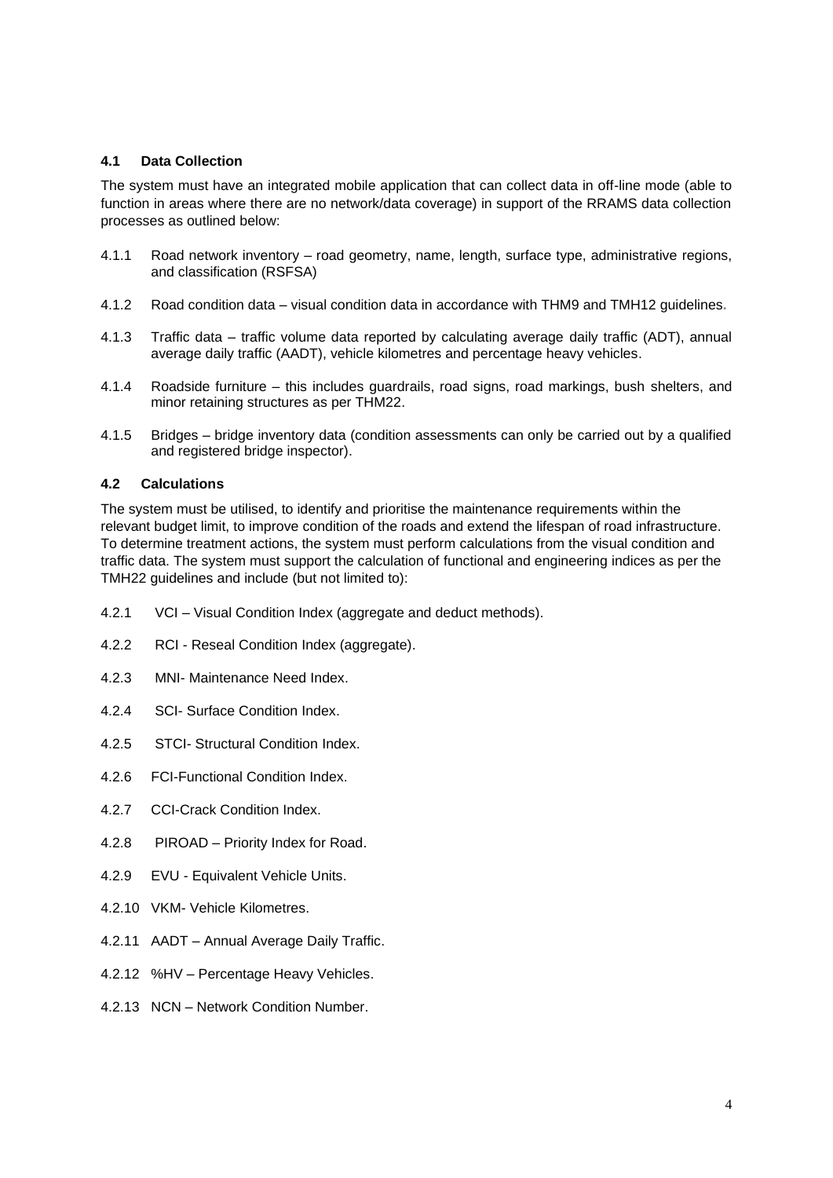### 4.1 Data Collection

The system must have an integrated mobile application that can collect data in off-line mode (able to function in areas where there are no network/data coverage) in support of the RRAMS data collection processes as outlined below:

4.1.1 Road network inventory – road geometry, name, length, surface type, administrative regions, and classification (RSFSA)

4.1.2 Road condition data – visual condition data in accordance with THM9 and TMH12 guidelines.

4.1.3 Traffic data – traffic volume data reported by calculating average daily traffic (ADT), annual average daily traffic (AADT), vehicle kilometres and percentage heavy vehicles.

4.1.4 Roadside furniture – this includes guardrails, road signs, road markings, bush shelters, and minor retaining structures as per THM22.

4.1.5 Bridges – bridge inventory data (condition assessments can only be carried out by a qualified and registered bridge inspector).

### 4.2 Calculations

The system must be utilised, to identify and prioritise the maintenance requirements within the relevant budget limit, to improve condition of the roads and extend the lifespan of road infrastructure. To determine treatment actions, the system must perform calculations from the visual condition and traffic data. The system must support the calculation of functional and engineering indices as per the TMH22 guidelines and include (but not limited to):

4.2.1 VCI – Visual Condition Index (aggregate and deduct methods).

4.2.2 RCI - Reseal Condition Index (aggregate).

4.2.3 MNI- Maintenance Need Index.

4.2.4 SCI- Surface Condition Index.

4.2.5 STCI- Structural Condition Index.

4.2.6 FCI-Functional Condition Index.

4.2.7 CCI-Crack Condition Index.

4.2.8 PIROAD – Priority Index for Road.

4.2.9 EVU - Equivalent Vehicle Units.

4.2.10 VKM- Vehicle Kilometres.

4.2.11 AADT – Annual Average Daily Traffic.

4.2.12 %HV – Percentage Heavy Vehicles.

4.2.13 NCN – Network Condition Number.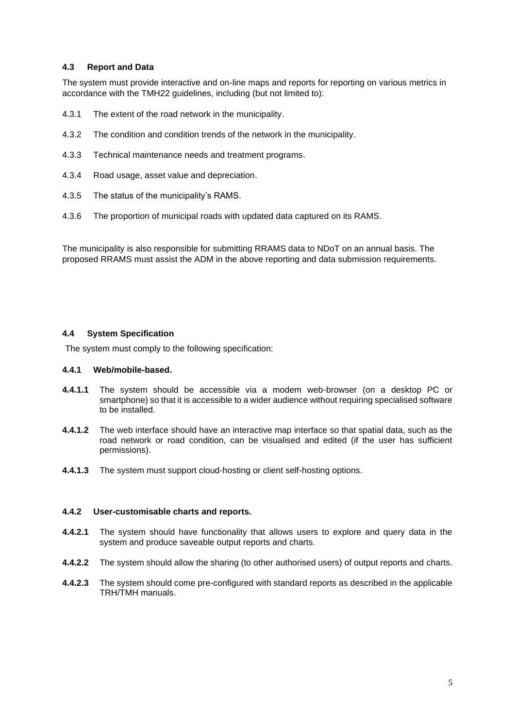### 4.3 Report and Data

The system must provide interactive and on-line maps and reports for reporting on various metrics in accordance with the TMH22 guidelines, including (but not limited to):

4.3.1 The extent of the road network in the municipality.

4.3.2 The condition and condition trends of the network in the municipality.

4.3.3 Technical maintenance needs and treatment programs.

4.3.4 Road usage, asset value and depreciation.

4.3.5 The status of the municipality's RAMS.

4.3.6 The proportion of municipal roads with updated data captured on its RAMS.

The municipality is also responsible for submitting RRAMS data to NDoT on an annual basis. The proposed RRAMS must assist the ADM in the above reporting and data submission requirements.

### 4.4 System Specification

The system must comply to the following specification:

#### 4.4.1 Web/mobile-based.

**4.4.1.1** The system should be accessible via a modem web-browser (on a desktop PC or smartphone) so that it is accessible to a wider audience without requiring specialised software to be installed.

**4.4.1.2** The web interface should have an interactive map interface so that spatial data, such as the road network or road condition, can be visualised and edited (if the user has sufficient permissions).

**4.4.1.3** The system must support cloud-hosting or client self-hosting options.

#### 4.4.2 User-customisable charts and reports.

**4.4.2.1** The system should have functionality that allows users to explore and query data in the system and produce saveable output reports and charts.

**4.4.2.2** The system should allow the sharing (to other authorised users) of output reports and charts.

**4.4.2.3** The system should come pre-configured with standard reports as described in the applicable TRH/TMH manuals.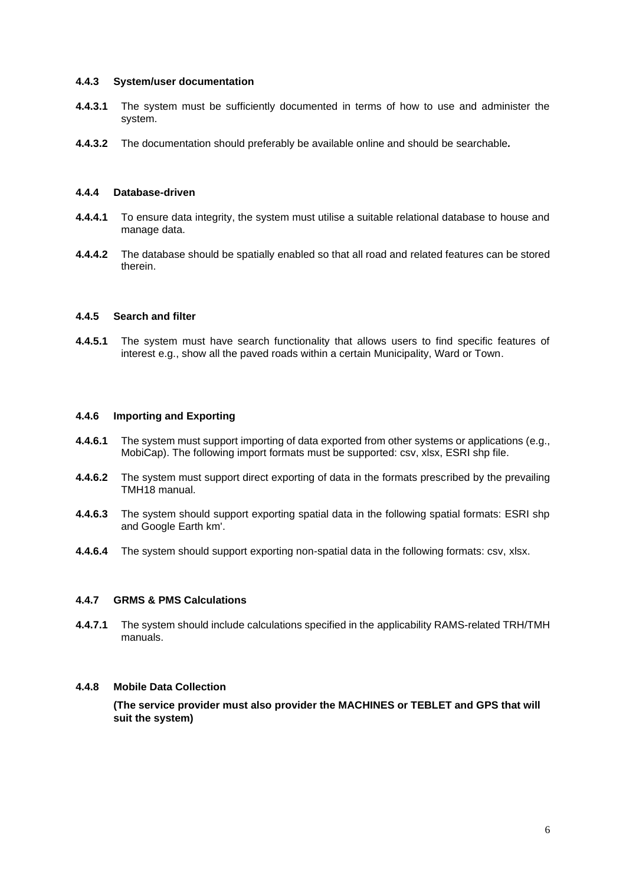### 4.4.3 System/user documentation

**4.4.3.1** The system must be sufficiently documented in terms of how to use and administer the system.

**4.4.3.2** The documentation should preferably be available online and should be searchable**.**

### 4.4.4 Database-driven

**4.4.4.1** To ensure data integrity, the system must utilise a suitable relational database to house and manage data.

**4.4.4.2** The database should be spatially enabled so that all road and related features can be stored therein.

### 4.4.5 Search and filter

**4.4.5.1** The system must have search functionality that allows users to find specific features of interest e.g., show all the paved roads within a certain Municipality, Ward or Town.

### 4.4.6 Importing and Exporting

**4.4.6.1** The system must support importing of data exported from other systems or applications (e.g., MobiCap). The following import formats must be supported: csv, xlsx, ESRI shp file.

**4.4.6.2** The system must support direct exporting of data in the formats prescribed by the prevailing TMH18 manual.

**4.4.6.3** The system should support exporting spatial data in the following spatial formats: ESRI shp and Google Earth km'.

**4.4.6.4** The system should support exporting non-spatial data in the following formats: csv, xlsx.

### 4.4.7 GRMS & PMS Calculations

**4.4.7.1** The system should include calculations specified in the applicability RAMS-related TRH/TMH manuals.

### 4.4.8 Mobile Data Collection

**(The service provider must also provider the MACHINES or TEBLET and GPS that will suit the system)**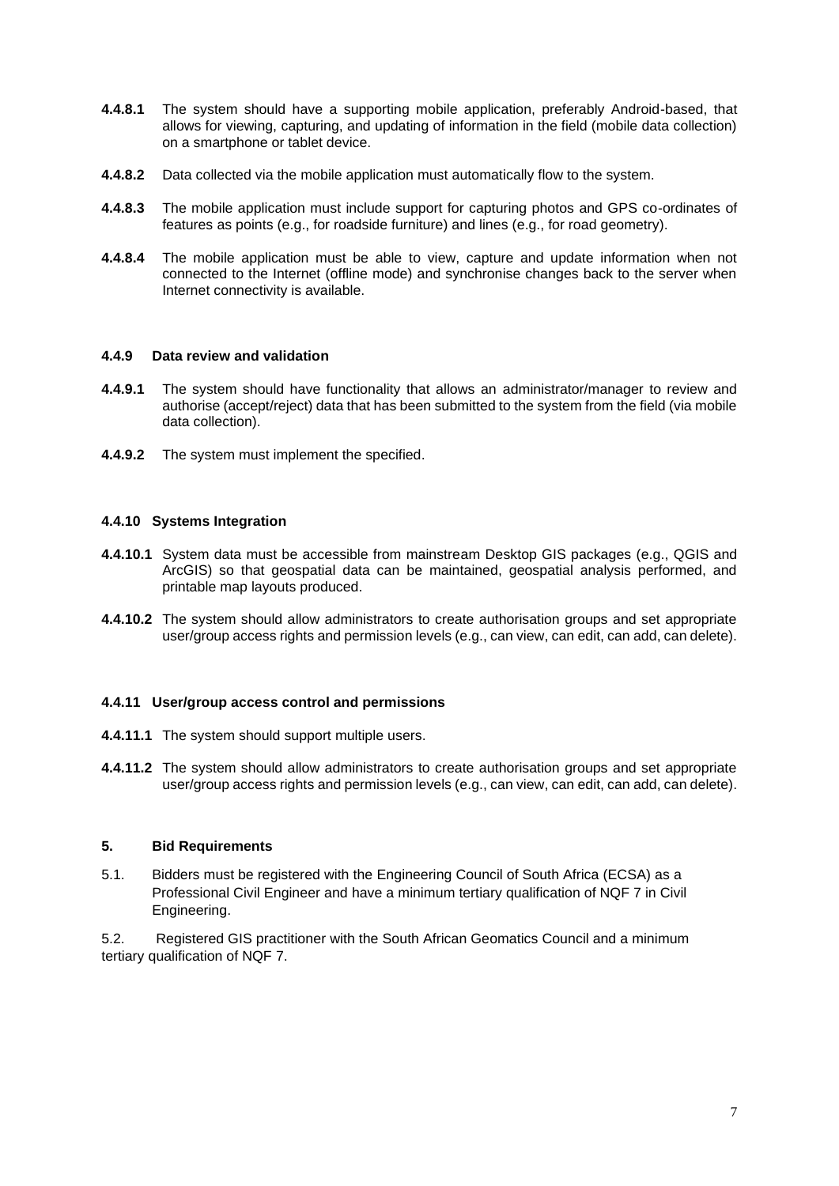**4.4.8.1** The system should have a supporting mobile application, preferably Android-based, that allows for viewing, capturing, and updating of information in the field (mobile data collection) on a smartphone or tablet device.

**4.4.8.2** Data collected via the mobile application must automatically flow to the system.

**4.4.8.3** The mobile application must include support for capturing photos and GPS co-ordinates of features as points (e.g., for roadside furniture) and lines (e.g., for road geometry).

**4.4.8.4** The mobile application must be able to view, capture and update information when not connected to the Internet (offline mode) and synchronise changes back to the server when Internet connectivity is available.

#### 4.4.9 Data review and validation

**4.4.9.1** The system should have functionality that allows an administrator/manager to review and authorise (accept/reject) data that has been submitted to the system from the field (via mobile data collection).

**4.4.9.2** The system must implement the specified.

#### 4.4.10 Systems Integration

**4.4.10.1** System data must be accessible from mainstream Desktop GIS packages (e.g., QGIS and ArcGIS) so that geospatial data can be maintained, geospatial analysis performed, and printable map layouts produced.

**4.4.10.2** The system should allow administrators to create authorisation groups and set appropriate user/group access rights and permission levels (e.g., can view, can edit, can add, can delete).

#### 4.4.11 User/group access control and permissions

**4.4.11.1** The system should support multiple users.

**4.4.11.2** The system should allow administrators to create authorisation groups and set appropriate user/group access rights and permission levels (e.g., can view, can edit, can add, can delete).

## 5. Bid Requirements

5.1. Bidders must be registered with the Engineering Council of South Africa (ECSA) as a Professional Civil Engineer and have a minimum tertiary qualification of NQF 7 in Civil Engineering.

5.2. Registered GIS practitioner with the South African Geomatics Council and a minimum tertiary qualification of NQF 7.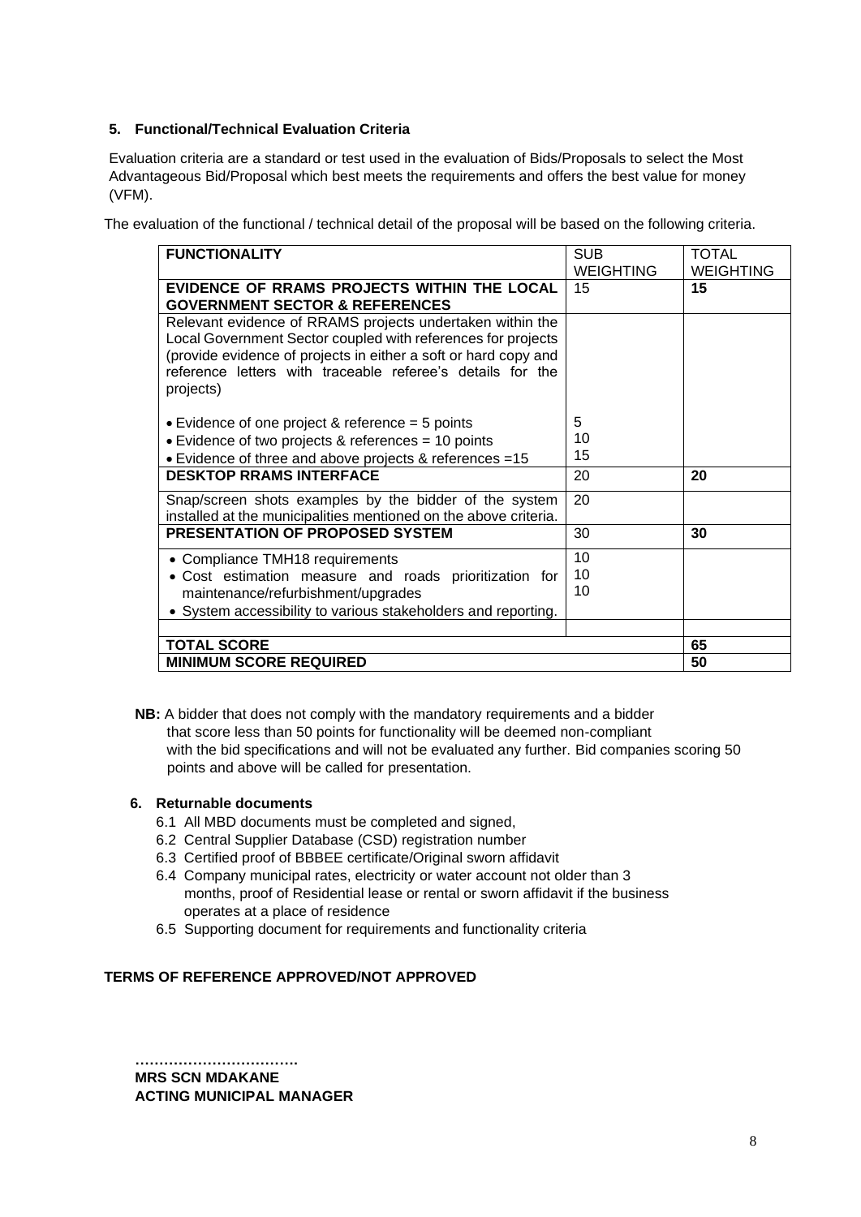## 5. Functional/Technical Evaluation Criteria

Evaluation criteria are a standard or test used in the evaluation of Bids/Proposals to select the Most Advantageous Bid/Proposal which best meets the requirements and offers the best value for money (VFM).

The evaluation of the functional / technical detail of the proposal will be based on the following criteria.

| FUNCTIONALITY | SUB WEIGHTING | TOTAL WEIGHTING |
|---|---|---|
| **EVIDENCE OF RRAMS PROJECTS WITHIN THE LOCAL GOVERNMENT SECTOR & REFERENCES** | 15 | **15** |
| Relevant evidence of RRAMS projects undertaken within the Local Government Sector coupled with references for projects (provide evidence of projects in either a soft or hard copy and reference letters with traceable referee's details for the projects)<br><br>• Evidence of one project & reference = 5 points<br>• Evidence of two projects & references = 10 points<br>• Evidence of three and above projects & references =15 | <br><br><br><br><br>5<br>10<br>15 | |
| **DESKTOP RRAMS INTERFACE** | 20 | **20** |
| Snap/screen shots examples by the bidder of the system installed at the municipalities mentioned on the above criteria. | 20 | |
| **PRESENTATION OF PROPOSED SYSTEM** | 30 | **30** |
| • Compliance TMH18 requirements<br>• Cost estimation measure and roads prioritization for maintenance/refurbishment/upgrades<br>• System accessibility to various stakeholders and reporting. | 10<br>10<br>10 | |
| | | |
| **TOTAL SCORE** | | **65** |
| **MINIMUM SCORE REQUIRED** | | **50** |

**NB:** A bidder that does not comply with the mandatory requirements and a bidder that score less than 50 points for functionality will be deemed non-compliant with the bid specifications and will not be evaluated any further. Bid companies scoring 50 points and above will be called for presentation.

## 6. Returnable documents

6.1 All MBD documents must be completed and signed,
6.2 Central Supplier Database (CSD) registration number
6.3 Certified proof of BBBEE certificate/Original sworn affidavit
6.4 Company municipal rates, electricity or water account not older than 3 months, proof of Residential lease or rental or sworn affidavit if the business operates at a place of residence
6.5 Supporting document for requirements and functionality criteria

**TERMS OF REFERENCE APPROVED/NOT APPROVED**

**…………………………….**
**MRS SCN MDAKANE**
**ACTING MUNICIPAL MANAGER**